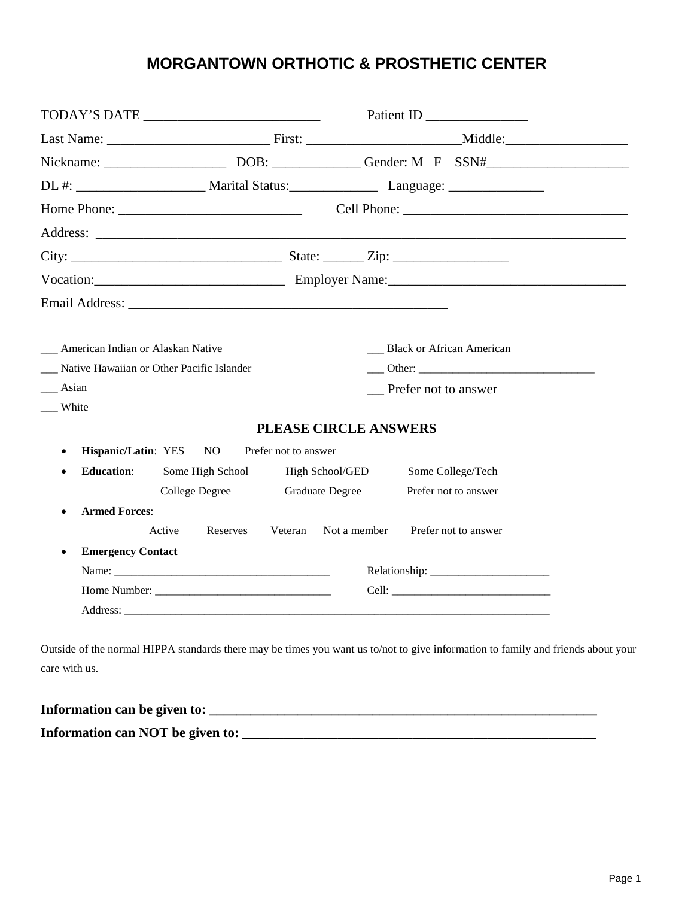# MORGANTOWN ORTHOTIC & PROSTHETIC CENTER

TODAY'S DATE _________________________ Patient ID _______________

Last Name: _______________________ First: ______________________Middle:_________________

Nickname: _________________ DOB: _____________ Gender: M F SSN#_____________________

DL #: __________________ Marital Status:_____________ Language: ______________

Home Phone: __________________________ Cell Phone: ________________________________

Address: ___________________________________________________________________________

City: ______________________________ State: ______ Zip: ________________

Vocation:___________________________ Employer Name:__________________________________

Email Address: ______________________________________________

___ American Indian or Alaskan Native

___ Native Hawaiian or Other Pacific Islander

___ Asian

___ White

___ Black or African American

___ Other: ______________________________

__ Prefer not to answer

**PLEASE CIRCLE ANSWERS**

- **Hispanic/Latin**: YES NO Prefer not to answer
- **Education**: Some High School High School/GED Some College/Tech College Degree Graduate Degree Prefer not to answer
- **Armed Forces**: Active Reserves Veteran Not a member Prefer not to answer
- **Emergency Contact**

  Name: ______________________________________ Relationship: _____________________

  Home Number: ______________________________ Cell: ____________________________

  Address: ___________________________________________________________________________

Outside of the normal HIPPA standards there may be times you want us to/not to give information to family and friends about your care with us.

**Information can be given to: ____________________________________________________________**

**Information can NOT be given to: ____________________________________________________**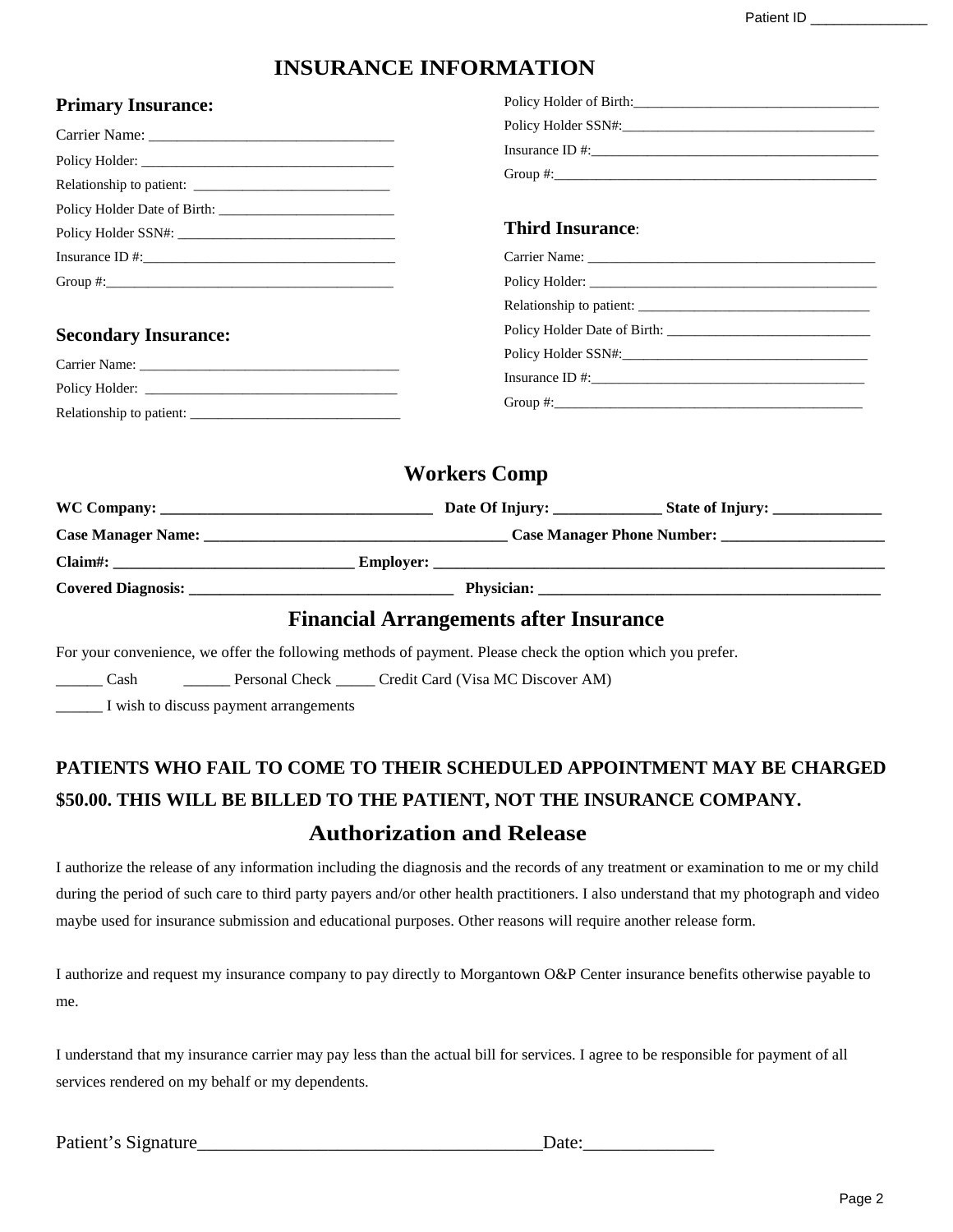Patient ID _______________

# INSURANCE INFORMATION

## Primary Insurance:

Carrier Name: _________________________________

Policy Holder: ___________________________________

Relationship to patient: ____________________________

Policy Holder Date of Birth: _________________________

Policy Holder SSN#: _______________________________

Insurance ID #:____________________________________

Group #:__________________________________________

## Secondary Insurance:

Carrier Name: _____________________________________

Policy Holder: ____________________________________

Relationship to patient: ______________________________

Policy Holder of Birth:___________________________________

Policy Holder SSN#:____________________________________

Insurance ID #:_________________________________________

Group #:______________________________________________

## Third Insurance:

Carrier Name: _________________________________________

Policy Holder: _________________________________________

Relationship to patient: _________________________________

Policy Holder Date of Birth: _____________________________

Policy Holder SSN#:____________________________________

Insurance ID #:_______________________________________

Group #:_____________________________________________

## Workers Comp

**WC Company: ___________________________________ Date Of Injury: ______________ State of Injury: ______________**

**Case Manager Name: ______________________________________ Case Manager Phone Number: _____________________**

**Claim#: _______________________________ Employer: ____________________________________________________________**

**Covered Diagnosis: __________________________________ Physician: ____________________________________________**

## Financial Arrangements after Insurance

For your convenience, we offer the following methods of payment. Please check the option which you prefer.

______ Cash ______ Personal Check _____ Credit Card (Visa MC Discover AM)

______ I wish to discuss payment arrangements

**PATIENTS WHO FAIL TO COME TO THEIR SCHEDULED APPOINTMENT MAY BE CHARGED $50.00. THIS WILL BE BILLED TO THE PATIENT, NOT THE INSURANCE COMPANY.**

## Authorization and Release

I authorize the release of any information including the diagnosis and the records of any treatment or examination to me or my child during the period of such care to third party payers and/or other health practitioners. I also understand that my photograph and video maybe used for insurance submission and educational purposes. Other reasons will require another release form.

I authorize and request my insurance company to pay directly to Morgantown O&P Center insurance benefits otherwise payable to me.

I understand that my insurance carrier may pay less than the actual bill for services. I agree to be responsible for payment of all services rendered on my behalf or my dependents.

Patient's Signature_____________________________________Date:______________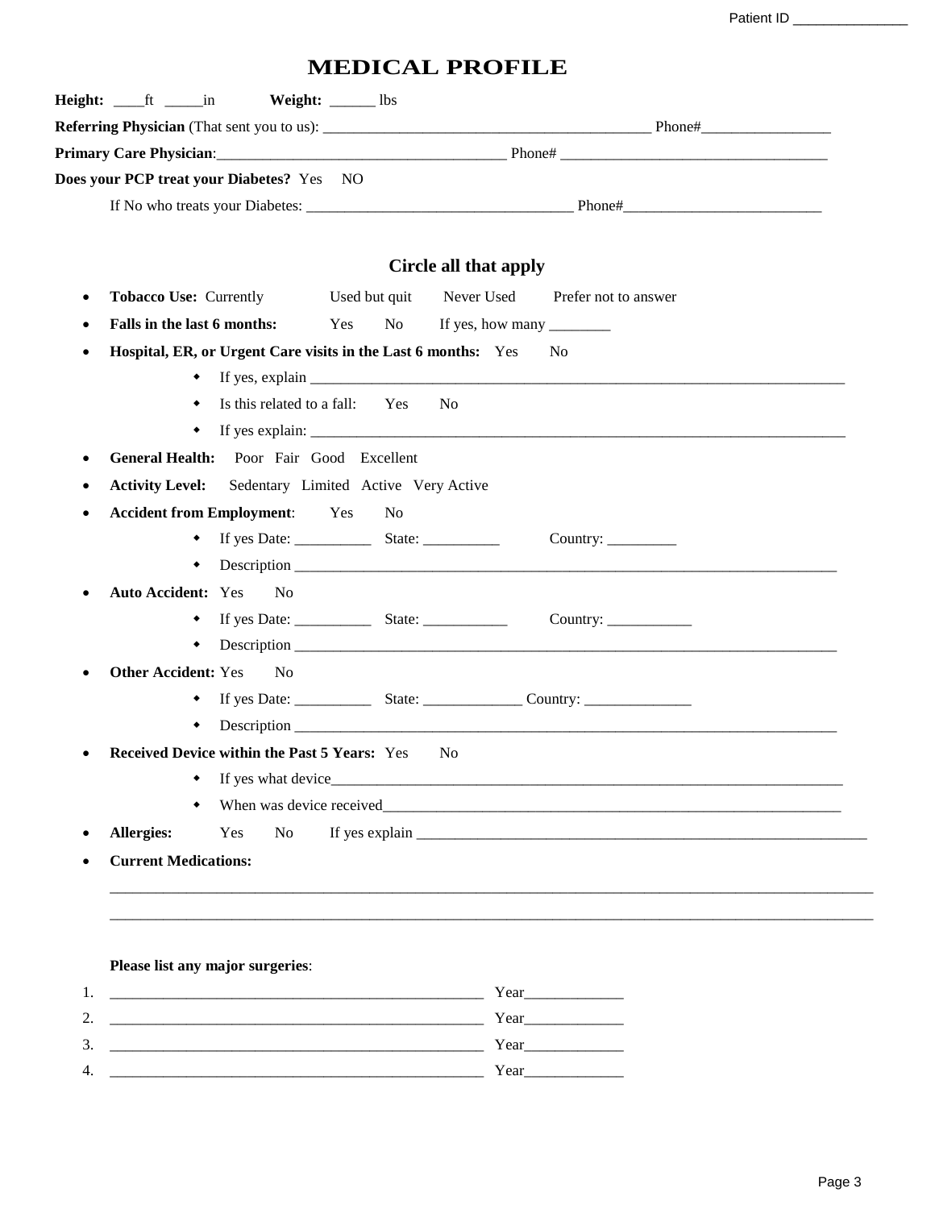Patient ID _______________

# MEDICAL PROFILE

**Height:** ____ft _____in **Weight:** ______ lbs

**Referring Physician** (That sent you to us): __________________________________________ Phone#_________________

**Primary Care Physician**:______________________________________ Phone# ___________________________________

**Does your PCP treat your Diabetes?** Yes NO

If No who treats your Diabetes: ___________________________________ Phone#__________________________

## Circle all that apply

- **Tobacco Use:** Currently Used but quit Never Used Prefer not to answer
- **Falls in the last 6 months:** Yes No If yes, how many ________
- **Hospital, ER, or Urgent Care visits in the Last 6 months:** Yes No
  - If yes, explain ___________________________________________________________________________
  - Is this related to a fall: Yes No
  - If yes explain: ___________________________________________________________________________
- **General Health:** Poor Fair Good Excellent
- **Activity Level:** Sedentary Limited Active Very Active
- **Accident from Employment**: Yes No
  - If yes Date: __________ State: __________ Country: _________
  - Description ____________________________________________________________________________
- **Auto Accident:** Yes No
  - If yes Date: __________ State: ___________ Country: ___________
  - Description ____________________________________________________________________________
- **Other Accident:** Yes No
  - If yes Date: __________ State: _____________ Country: ______________
  - Description ____________________________________________________________________________
- **Received Device within the Past 5 Years:** Yes No
  - If yes what device_________________________________________________________________________
  - When was device received_________________________________________________________________
- **Allergies:** Yes No If yes explain _______________________________________________________________
- **Current Medications:**

_____________________________________________________________________________________________________

_____________________________________________________________________________________________________

**Please list any major surgeries**:

1. __________________________________________________ Year_____________
2. __________________________________________________ Year_____________
3. __________________________________________________ Year_____________
4. __________________________________________________ Year_____________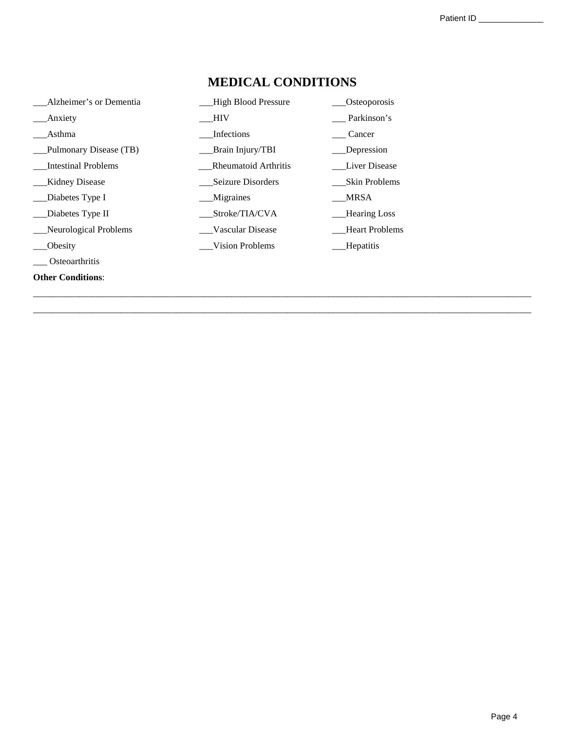Patient ID ______________

# MEDICAL CONDITIONS

___Alzheimer's or Dementia
___Anxiety
___Asthma
___Pulmonary Disease (TB)
___Intestinal Problems
___Kidney Disease
___Diabetes Type I
___Diabetes Type II
___Neurological Problems
___Obesity
___ Osteoarthritis

___High Blood Pressure
___HIV
___Infections
___Brain Injury/TBI
___Rheumatoid Arthritis
___Seizure Disorders
___Migraines
___Stroke/TIA/CVA
___Vascular Disease
___Vision Problems

___Osteoporosis
___ Parkinson's
___ Cancer
___Depression
___Liver Disease
___Skin Problems
___MRSA
___Hearing Loss
___Heart Problems
___Hepatitis

**Other Conditions**:

_____________________________________________________________________________________________

_____________________________________________________________________________________________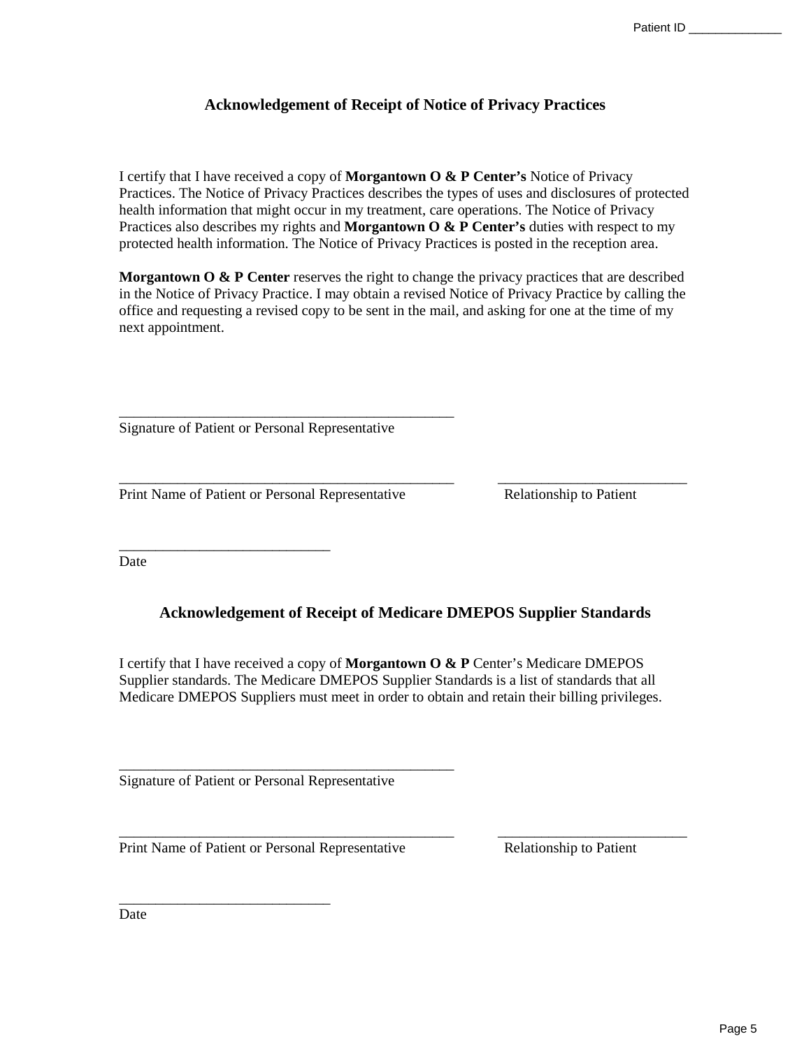Patient ID ______________

## Acknowledgement of Receipt of Notice of Privacy Practices

I certify that I have received a copy of **Morgantown O & P Center's** Notice of Privacy Practices. The Notice of Privacy Practices describes the types of uses and disclosures of protected health information that might occur in my treatment, care operations. The Notice of Privacy Practices also describes my rights and **Morgantown O & P Center's** duties with respect to my protected health information. The Notice of Privacy Practices is posted in the reception area.

**Morgantown O & P Center** reserves the right to change the privacy practices that are described in the Notice of Privacy Practice. I may obtain a revised Notice of Privacy Practice by calling the office and requesting a revised copy to be sent in the mail, and asking for one at the time of my next appointment.

_______________________________________________
Signature of Patient or Personal Representative

_______________________________________________ __________________________
Print Name of Patient or Personal Representative Relationship to Patient

_____________________________
Date

## Acknowledgement of Receipt of Medicare DMEPOS Supplier Standards

I certify that I have received a copy of **Morgantown O & P** Center's Medicare DMEPOS Supplier standards. The Medicare DMEPOS Supplier Standards is a list of standards that all Medicare DMEPOS Suppliers must meet in order to obtain and retain their billing privileges.

_______________________________________________
Signature of Patient or Personal Representative

_______________________________________________ __________________________
Print Name of Patient or Personal Representative Relationship to Patient

_____________________________
Date